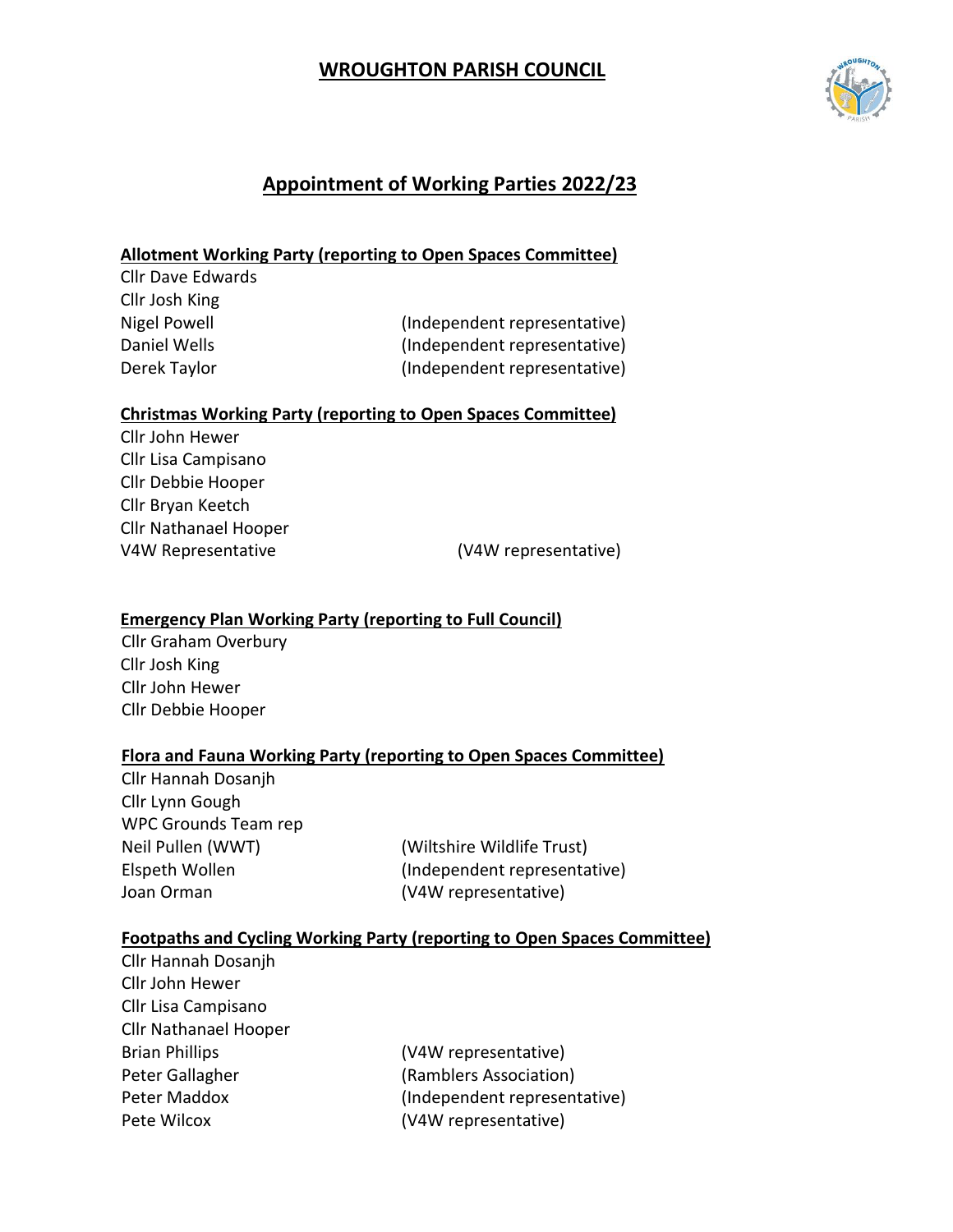# WROUGHTON PARISH COUNCIL

## Appointment of Working Parties 2022/23

### Allotment Working Party (reporting to Open Spaces Committee)

Cllr Dave Edwards
Cllr Josh King
Nigel Powell (Independent representative)
Daniel Wells (Independent representative)
Derek Taylor (Independent representative)

### Christmas Working Party (reporting to Open Spaces Committee)

Cllr John Hewer
Cllr Lisa Campisano
Cllr Debbie Hooper
Cllr Bryan Keetch
Cllr Nathanael Hooper
V4W Representative (V4W representative)

### Emergency Plan Working Party (reporting to Full Council)

Cllr Graham Overbury
Cllr Josh King
Cllr John Hewer
Cllr Debbie Hooper

### Flora and Fauna Working Party (reporting to Open Spaces Committee)

Cllr Hannah Dosanjh
Cllr Lynn Gough
WPC Grounds Team rep
Neil Pullen (WWT) (Wiltshire Wildlife Trust)
Elspeth Wollen (Independent representative)
Joan Orman (V4W representative)

### Footpaths and Cycling Working Party (reporting to Open Spaces Committee)

Cllr Hannah Dosanjh
Cllr John Hewer
Cllr Lisa Campisano
Cllr Nathanael Hooper
Brian Phillips (V4W representative)
Peter Gallagher (Ramblers Association)
Peter Maddox (Independent representative)
Pete Wilcox (V4W representative)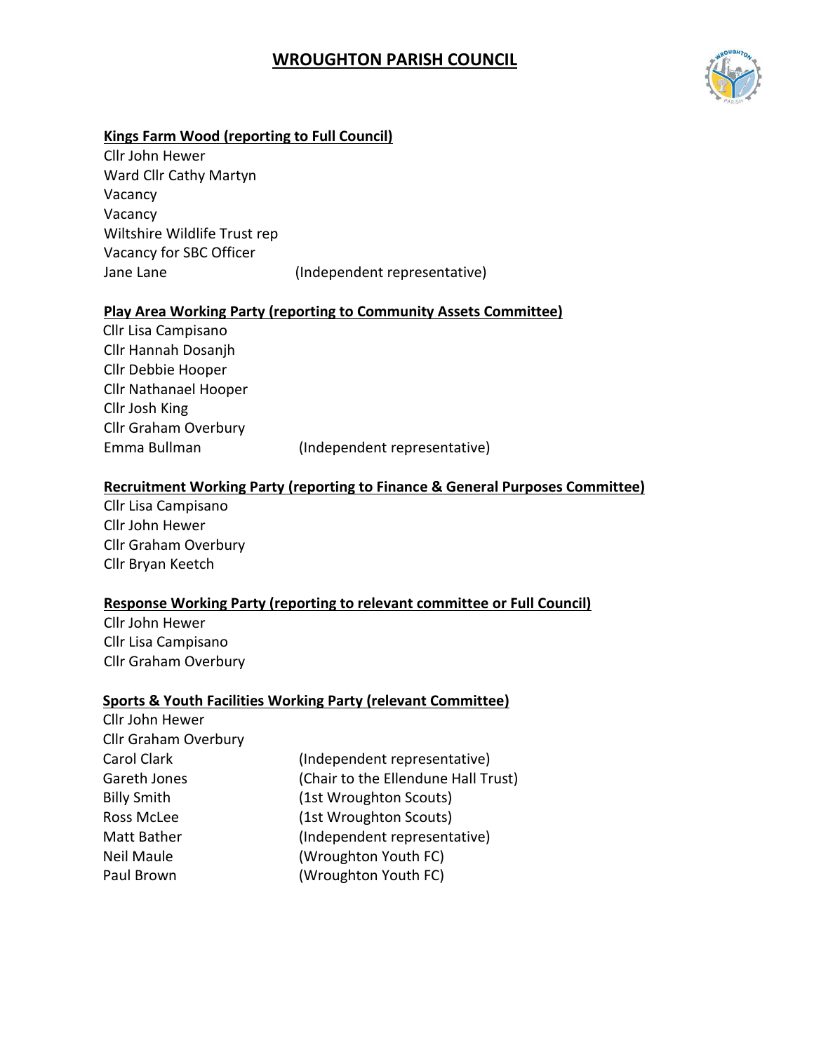# WROUGHTON PARISH COUNCIL

**Kings Farm Wood (reporting to Full Council)**

Cllr John Hewer
Ward Cllr Cathy Martyn
Vacancy
Vacancy
Wiltshire Wildlife Trust rep
Vacancy for SBC Officer
Jane Lane (Independent representative)

**Play Area Working Party (reporting to Community Assets Committee)**

Cllr Lisa Campisano
Cllr Hannah Dosanjh
Cllr Debbie Hooper
Cllr Nathanael Hooper
Cllr Josh King
Cllr Graham Overbury
Emma Bullman (Independent representative)

**Recruitment Working Party (reporting to Finance & General Purposes Committee)**

Cllr Lisa Campisano
Cllr John Hewer
Cllr Graham Overbury
Cllr Bryan Keetch

**Response Working Party (reporting to relevant committee or Full Council)**

Cllr John Hewer
Cllr Lisa Campisano
Cllr Graham Overbury

**Sports & Youth Facilities Working Party (relevant Committee)**

Cllr John Hewer
Cllr Graham Overbury
Carol Clark (Independent representative)
Gareth Jones (Chair to the Ellendune Hall Trust)
Billy Smith (1st Wroughton Scouts)
Ross McLee (1st Wroughton Scouts)
Matt Bather (Independent representative)
Neil Maule (Wroughton Youth FC)
Paul Brown (Wroughton Youth FC)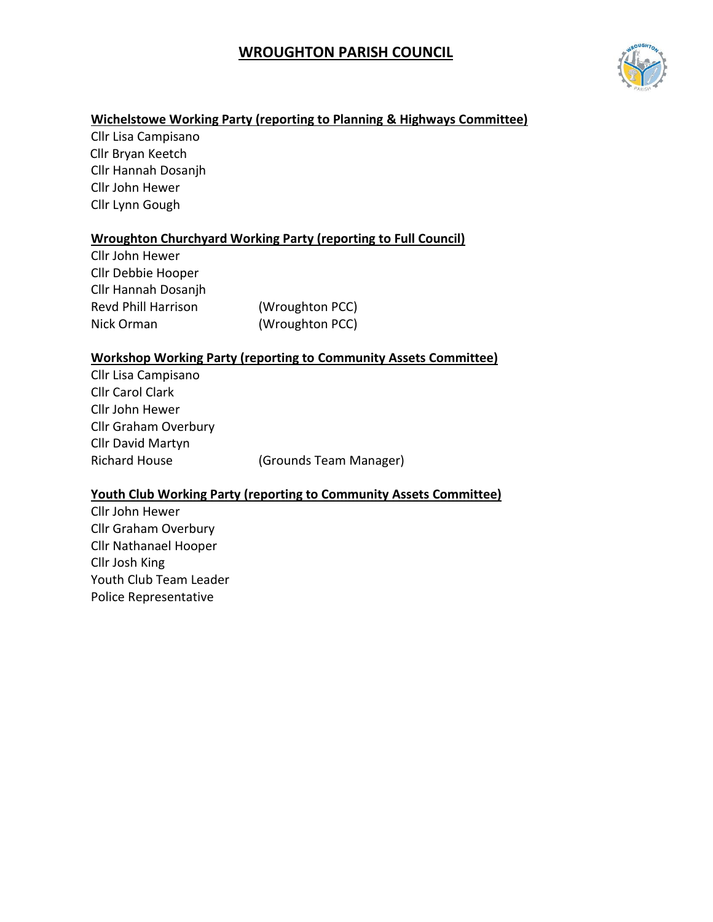# WROUGHTON PARISH COUNCIL

**Wichelstowe Working Party (reporting to Planning & Highways Committee)**

Cllr Lisa Campisano
Cllr Bryan Keetch
Cllr Hannah Dosanjh
Cllr John Hewer
Cllr Lynn Gough

**Wroughton Churchyard Working Party (reporting to Full Council)**

Cllr John Hewer
Cllr Debbie Hooper
Cllr Hannah Dosanjh
Revd Phill Harrison (Wroughton PCC)
Nick Orman (Wroughton PCC)

**Workshop Working Party (reporting to Community Assets Committee)**

Cllr Lisa Campisano
Cllr Carol Clark
Cllr John Hewer
Cllr Graham Overbury
Cllr David Martyn
Richard House (Grounds Team Manager)

**Youth Club Working Party (reporting to Community Assets Committee)**

Cllr John Hewer
Cllr Graham Overbury
Cllr Nathanael Hooper
Cllr Josh King
Youth Club Team Leader
Police Representative